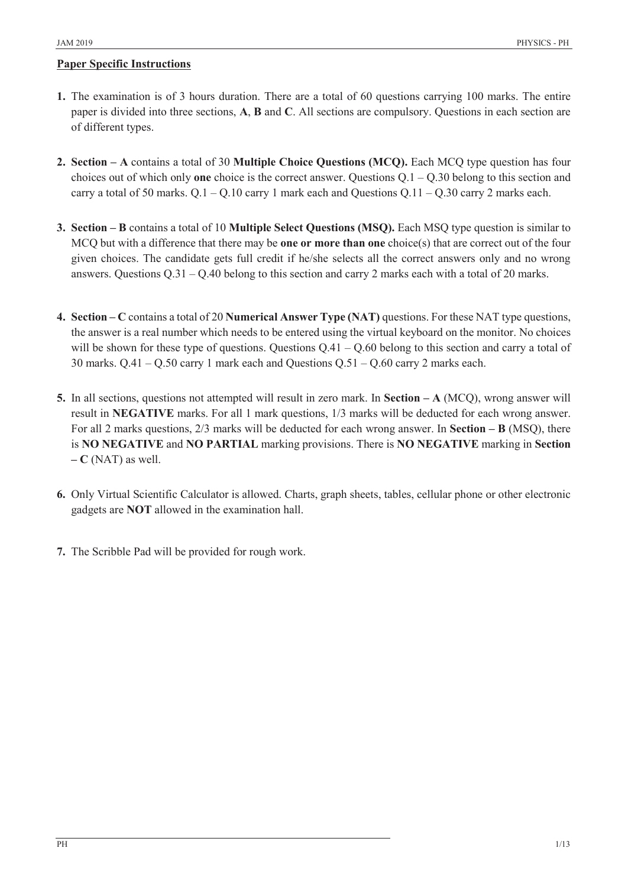## Paper Specific Instructions

1. The examination is of 3 hours duration. There are a total of 60 questions carrying 100 marks. The entire paper is divided into three sections, **A**, **B** and **C**. All sections are compulsory. Questions in each section are of different types.

2. **Section – A** contains a total of 30 **Multiple Choice Questions (MCQ).** Each MCQ type question has four choices out of which only **one** choice is the correct answer. Questions Q.1 – Q.30 belong to this section and carry a total of 50 marks. Q.1 – Q.10 carry 1 mark each and Questions Q.11 – Q.30 carry 2 marks each.

3. **Section – B** contains a total of 10 **Multiple Select Questions (MSQ).** Each MSQ type question is similar to MCQ but with a difference that there may be **one or more than one** choice(s) that are correct out of the four given choices. The candidate gets full credit if he/she selects all the correct answers only and no wrong answers. Questions Q.31 – Q.40 belong to this section and carry 2 marks each with a total of 20 marks.

4. **Section – C** contains a total of 20 **Numerical Answer Type (NAT)** questions. For these NAT type questions, the answer is a real number which needs to be entered using the virtual keyboard on the monitor. No choices will be shown for these type of questions. Questions Q.41 – Q.60 belong to this section and carry a total of 30 marks. Q.41 – Q.50 carry 1 mark each and Questions Q.51 – Q.60 carry 2 marks each.

5. In all sections, questions not attempted will result in zero mark. In **Section – A** (MCQ), wrong answer will result in **NEGATIVE** marks. For all 1 mark questions, 1/3 marks will be deducted for each wrong answer. For all 2 marks questions, 2/3 marks will be deducted for each wrong answer. In **Section – B** (MSQ), there is **NO NEGATIVE** and **NO PARTIAL** marking provisions. There is **NO NEGATIVE** marking in **Section – C** (NAT) as well.

6. Only Virtual Scientific Calculator is allowed. Charts, graph sheets, tables, cellular phone or other electronic gadgets are **NOT** allowed in the examination hall.

7. The Scribble Pad will be provided for rough work.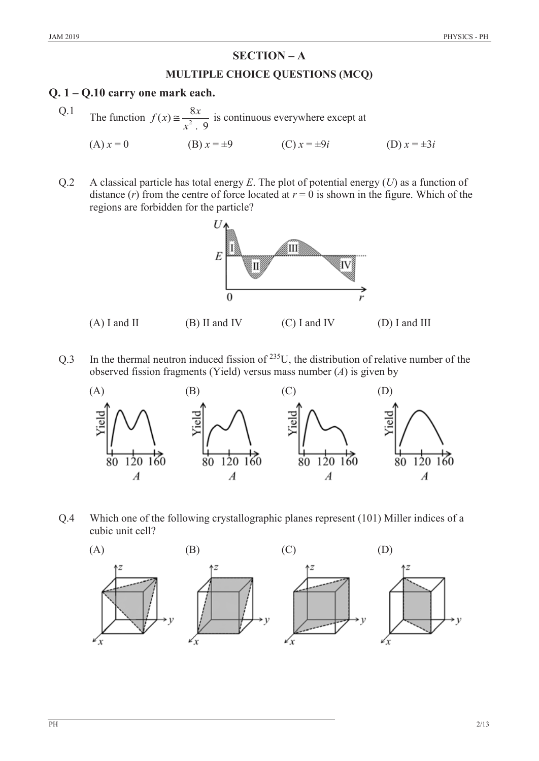## SECTION – A

### MULTIPLE CHOICE QUESTIONS (MCQ)

## Q. 1 – Q.10 carry one mark each.

Q.1 The function $f(x) \cong \frac{8x}{x^2 . 9}$ is continuous everywhere except at

(A) $x = 0$ (B) $x = \pm 9$ (C) $x = \pm 9i$ (D) $x = \pm 3i$

Q.2 A classical particle has total energy $E$. The plot of potential energy ($U$) as a function of distance ($r$) from the centre of force located at $r = 0$ is shown in the figure. Which of the regions are forbidden for the particle?

(A) I and II (B) II and IV (C) I and IV (D) I and III

Q.3 In the thermal neutron induced fission of $^{235}U$, the distribution of relative number of the observed fission fragments (Yield) versus mass number ($A$) is given by

(A) (B) (C) (D)

Q.4 Which one of the following crystallographic planes represent (101) Miller indices of a cubic unit cell?

(A) (B) (C) (D)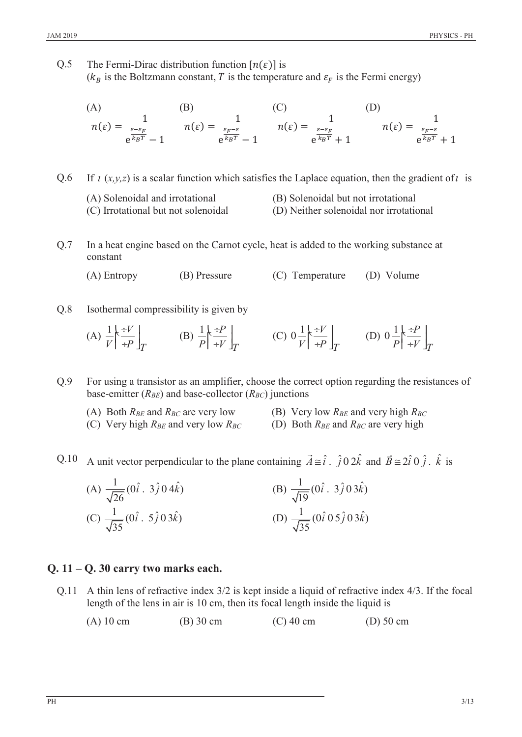Q.5 The Fermi-Dirac distribution function $[n(\varepsilon)]$ is
($k_B$ is the Boltzmann constant, $T$ is the temperature and $\varepsilon_F$ is the Fermi energy)

(A) $n(\varepsilon) = \dfrac{1}{e^{\frac{\varepsilon - \varepsilon_F}{k_B T}} - 1}$

(B) $n(\varepsilon) = \dfrac{1}{e^{\frac{\varepsilon_F - \varepsilon}{k_B T}} - 1}$

(C) $n(\varepsilon) = \dfrac{1}{e^{\frac{\varepsilon - \varepsilon_F}{k_B T}} + 1}$

(D) $n(\varepsilon) = \dfrac{1}{e^{\frac{\varepsilon_F - \varepsilon}{k_B T}} + 1}$

Q.6 If $\psi\,(x,y,z)$ is a scalar function which satisfies the Laplace equation, then the gradient of $\psi$ is

(A) Solenoidal and irrotational
(B) Solenoidal but not irrotational
(C) Irrotational but not solenoidal
(D) Neither solenoidal nor irrotational

Q.7 In a heat engine based on the Carnot cycle, heat is added to the working substance at constant

(A) Entropy  (B) Pressure  (C) Temperature  (D) Volume

Q.8 Isothermal compressibility is given by

(A) $\dfrac{1}{V}\left(\dfrac{\partial V}{\partial P}\right)_T$  (B) $\dfrac{1}{P}\left(\dfrac{\partial P}{\partial V}\right)_T$  (C) $-\dfrac{1}{V}\left(\dfrac{\partial V}{\partial P}\right)_T$  (D) $-\dfrac{1}{P}\left(\dfrac{\partial P}{\partial V}\right)_T$

Q.9 For using a transistor as an amplifier, choose the correct option regarding the resistances of base-emitter ($R_{BE}$) and base-collector ($R_{BC}$) junctions

(A) Both $R_{BE}$ and $R_{BC}$ are very low
(B) Very low $R_{BE}$ and very high $R_{BC}$
(C) Very high $R_{BE}$ and very low $R_{BC}$
(D) Both $R_{BE}$ and $R_{BC}$ are very high

Q.10 A unit vector perpendicular to the plane containing $\vec{A} = \hat{i} + \hat{j} - 2\hat{k}$ and $\vec{B} = 2\hat{i} - \hat{j} + \hat{k}$ is

(A) $\dfrac{1}{\sqrt{26}}(-\hat{i} + 3\hat{j} - 4\hat{k})$
(B) $\dfrac{1}{\sqrt{19}}(-\hat{i} + 3\hat{j} - 3\hat{k})$
(C) $\dfrac{1}{\sqrt{35}}(-\hat{i} + 5\hat{j} - 3\hat{k})$
(D) $\dfrac{1}{\sqrt{35}}(-\hat{i} - 5\hat{j} - 3\hat{k})$

## Q. 11 – Q. 30 carry two marks each.

Q.11 A thin lens of refractive index 3/2 is kept inside a liquid of refractive index 4/3. If the focal length of the lens in air is 10 cm, then its focal length inside the liquid is

(A) 10 cm  (B) 30 cm  (C) 40 cm  (D) 50 cm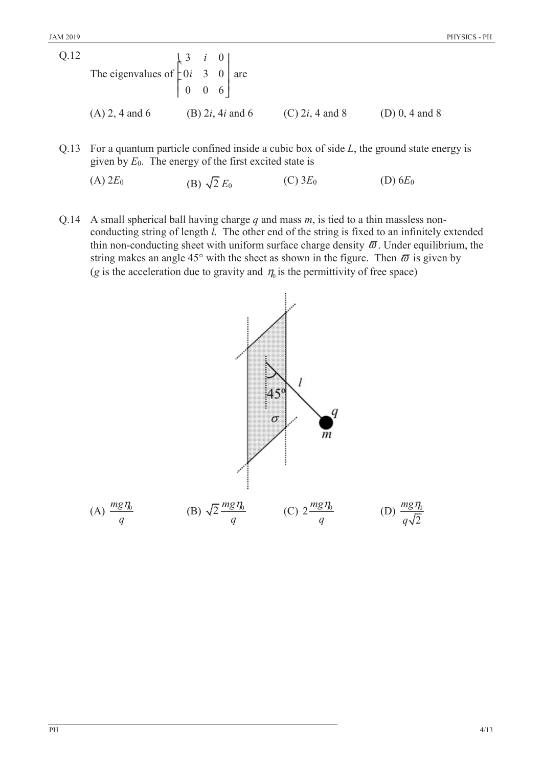Q.12 The eigenvalues of $\begin{bmatrix} 3 & i & 0 \\ -i & 3 & 0 \\ 0 & 0 & 6 \end{bmatrix}$ are

(A) 2, 4 and 6 (B) $2i$, $4i$ and 6 (C) $2i$, 4 and 8 (D) 0, 4 and 8

Q.13 For a quantum particle confined inside a cubic box of side $L$, the ground state energy is given by $E_0$. The energy of the first excited state is

(A) $2E_0$ (B) $\sqrt{2}\,E_0$ (C) $3E_0$ (D) $6E_0$

Q.14 A small spherical ball having charge $q$ and mass $m$, is tied to a thin massless non-conducting string of length $l$. The other end of the string is fixed to an infinitely extended thin non-conducting sheet with uniform surface charge density $\sigma$. Under equilibrium, the string makes an angle 45° with the sheet as shown in the figure. Then $\sigma$ is given by ($g$ is the acceleration due to gravity and $\varepsilon_0$ is the permittivity of free space)

(A) $\frac{mg\varepsilon_0}{q}$ (B) $\sqrt{2}\,\frac{mg\varepsilon_0}{q}$ (C) $2\,\frac{mg\varepsilon_0}{q}$ (D) $\frac{mg\varepsilon_0}{q\sqrt{2}}$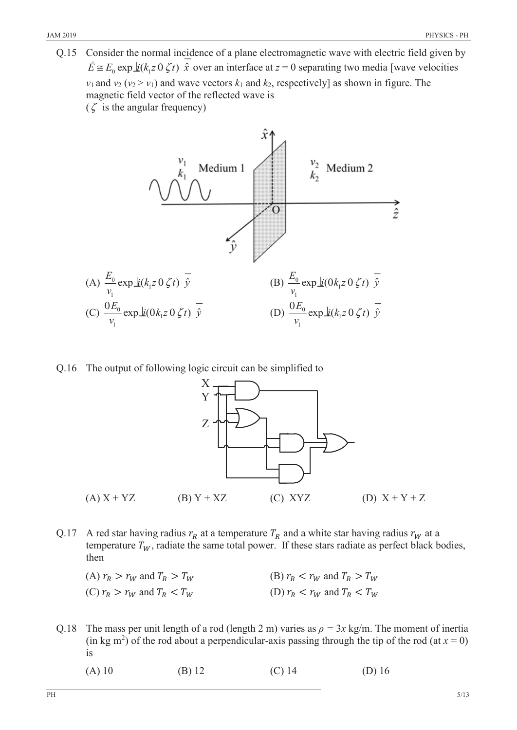Q.15 Consider the normal incidence of a plane electromagnetic wave with electric field given by $\vec{E} \cong E_0 \exp[i(k_1 z \, 0 \, \zeta t)] \; \hat{x}$ over an interface at $z = 0$ separating two media [wave velocities $v_1$ and $v_2$ ($v_2 > v_1$) and wave vectors $k_1$ and $k_2$, respectively] as shown in figure. The magnetic field vector of the reflected wave is

($\zeta$ is the angular frequency)

(A) $\frac{E_0}{v_1} \exp[i(k_1 z \, 0 \, \zeta t)] \; \hat{y}$

(B) $\frac{E_0}{v_1} \exp[i(0 k_1 z \, 0 \, \zeta t)] \; \hat{y}$

(C) $\frac{0 E_0}{v_1} \exp[i(0 k_1 z \, 0 \, \zeta t)] \; \hat{y}$

(D) $\frac{0 E_0}{v_1} \exp[i(k_1 z \, 0 \, \zeta t)] \; \hat{y}$

Q.16 The output of following logic circuit can be simplified to

(A) X + YZ (B) Y + XZ (C) XYZ (D) X + Y + Z

Q.17 A red star having radius $r_R$ at a temperature $T_R$ and a white star having radius $r_W$ at a temperature $T_W$, radiate the same total power. If these stars radiate as perfect black bodies, then

(A) $r_R > r_W$ and $T_R > T_W$

(B) $r_R < r_W$ and $T_R > T_W$

(C) $r_R > r_W$ and $T_R < T_W$

(D) $r_R < r_W$ and $T_R < T_W$

Q.18 The mass per unit length of a rod (length 2 m) varies as $\rho = 3x$ kg/m. The moment of inertia (in kg m$^2$) of the rod about a perpendicular-axis passing through the tip of the rod (at $x = 0$) is

(A) 10 (B) 12 (C) 14 (D) 16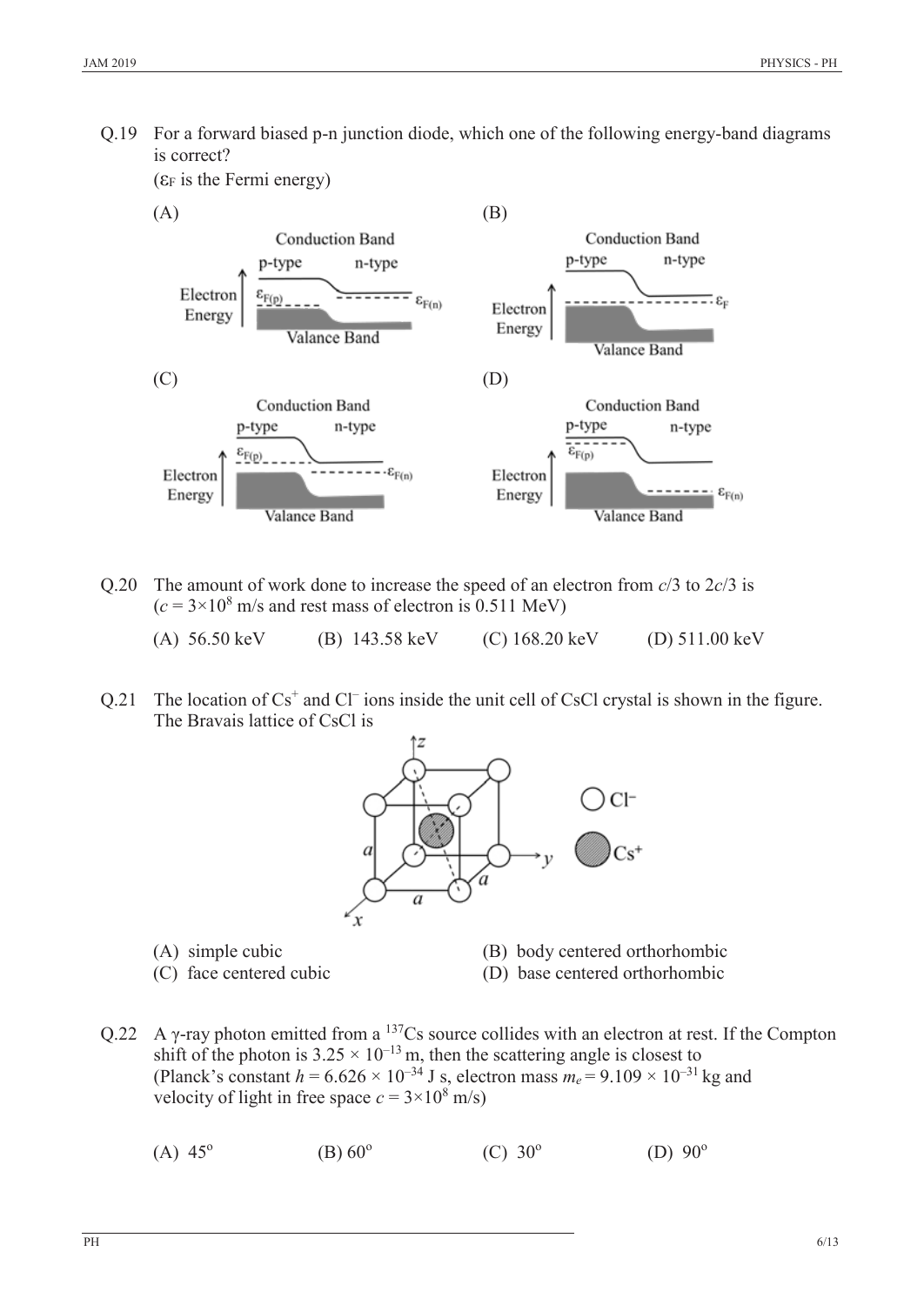Q.19 For a forward biased p-n junction diode, which one of the following energy-band diagrams is correct?

($\varepsilon_F$ is the Fermi energy)

(A)

(B)

(C)

(D)

Q.20 The amount of work done to increase the speed of an electron from $c/3$ to $2c/3$ is ($c = 3\times10^8$ m/s and rest mass of electron is 0.511 MeV)

(A) 56.50 keV (B) 143.58 keV (C) 168.20 keV (D) 511.00 keV

Q.21 The location of $Cs^+$ and $Cl^-$ ions inside the unit cell of CsCl crystal is shown in the figure. The Bravais lattice of CsCl is

(A) simple cubic
(B) body centered orthorhombic
(C) face centered cubic
(D) base centered orthorhombic

Q.22 A $\gamma$-ray photon emitted from a $^{137}Cs$ source collides with an electron at rest. If the Compton shift of the photon is $3.25 \times 10^{-13}$ m, then the scattering angle is closest to (Planck's constant $h = 6.626 \times 10^{-34}$ J s, electron mass $m_e = 9.109 \times 10^{-31}$ kg and velocity of light in free space $c = 3\times10^8$ m/s)

(A) $45^\circ$ (B) $60^\circ$ (C) $30^\circ$ (D) $90^\circ$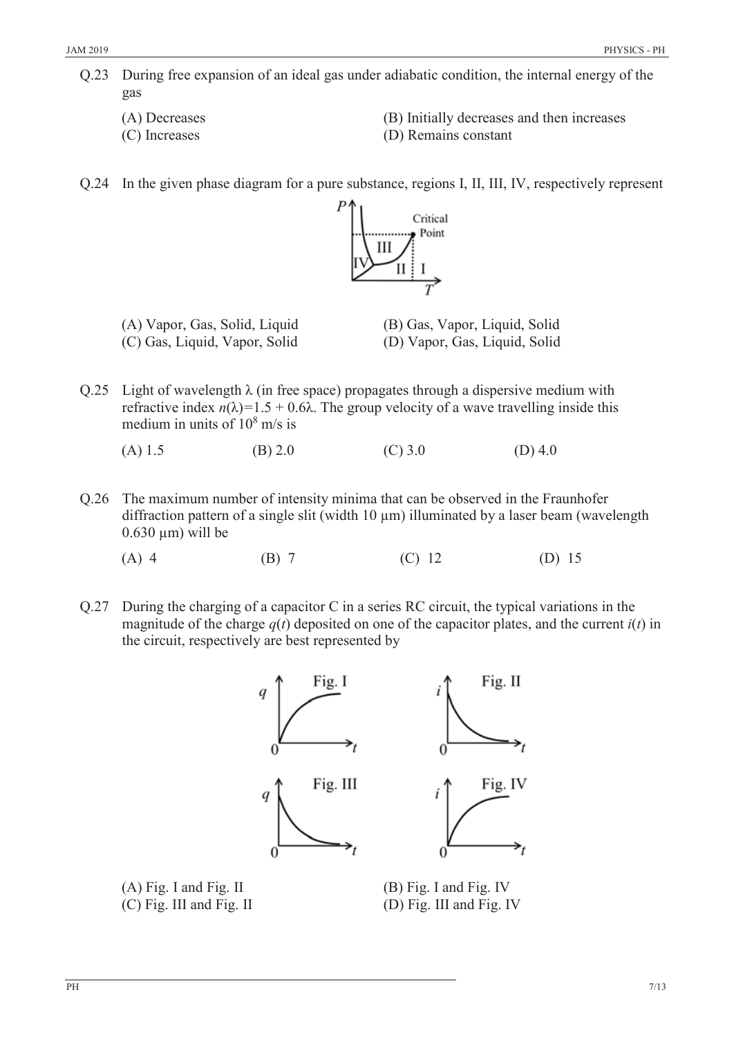Q.23 During free expansion of an ideal gas under adiabatic condition, the internal energy of the gas

(A) Decreases
(B) Initially decreases and then increases
(C) Increases
(D) Remains constant

Q.24 In the given phase diagram for a pure substance, regions I, II, III, IV, respectively represent

(A) Vapor, Gas, Solid, Liquid
(B) Gas, Vapor, Liquid, Solid
(C) Gas, Liquid, Vapor, Solid
(D) Vapor, Gas, Liquid, Solid

Q.25 Light of wavelength $\lambda$ (in free space) propagates through a dispersive medium with refractive index $n(\lambda)=1.5 + 0.6\lambda$. The group velocity of a wave travelling inside this medium in units of $10^8$ m/s is

(A) 1.5 (B) 2.0 (C) 3.0 (D) 4.0

Q.26 The maximum number of intensity minima that can be observed in the Fraunhofer diffraction pattern of a single slit (width 10 μm) illuminated by a laser beam (wavelength 0.630 μm) will be

(A) 4 (B) 7 (C) 12 (D) 15

Q.27 During the charging of a capacitor C in a series RC circuit, the typical variations in the magnitude of the charge $q(t)$ deposited on one of the capacitor plates, and the current $i(t)$ in the circuit, respectively are best represented by

(A) Fig. I and Fig. II
(B) Fig. I and Fig. IV
(C) Fig. III and Fig. II
(D) Fig. III and Fig. IV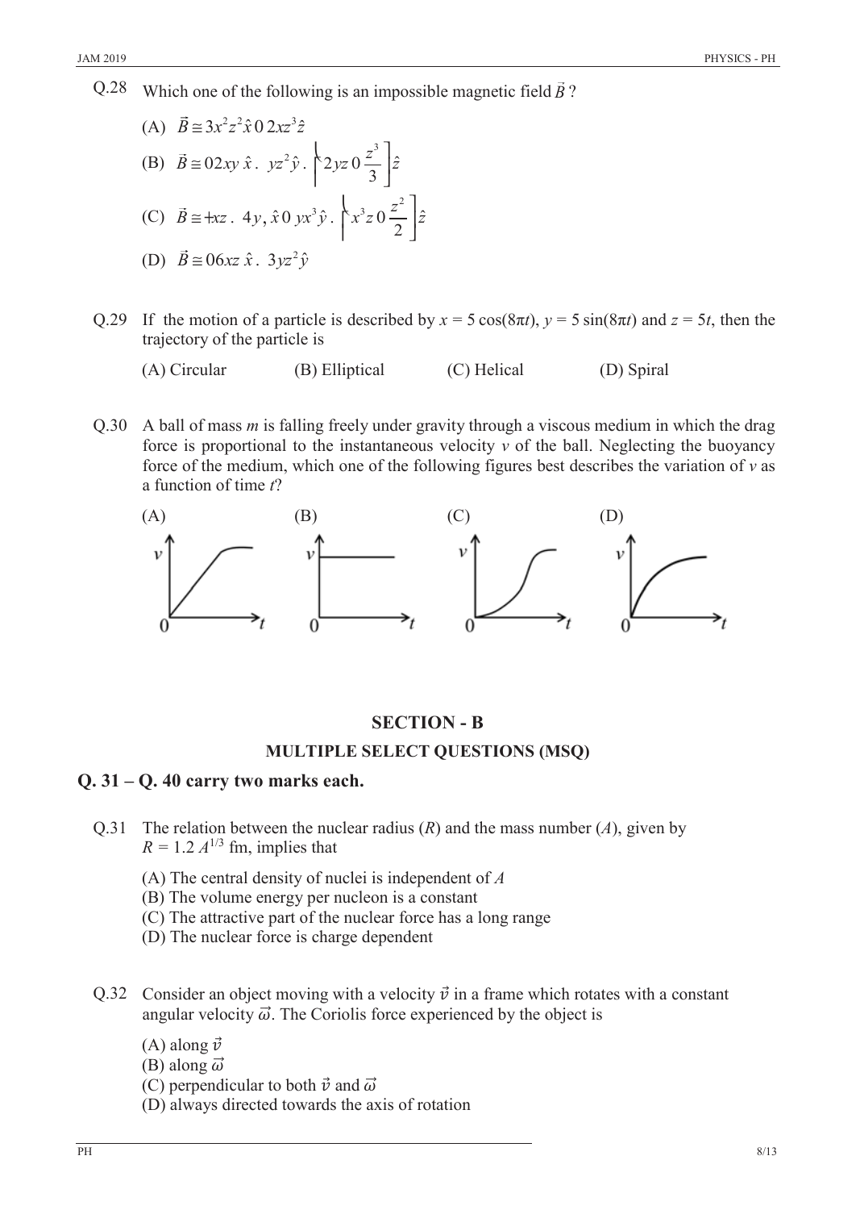Q.28 Which one of the following is an impossible magnetic field $\vec{B}$ ?

(A) $\vec{B} = 3x^2z^2\hat{x} - 2xz^3\hat{z}$

(B) $\vec{B} = -2xy\,\hat{x} + yz^2\hat{y} + \left(2yz - \frac{z^3}{3}\right)\hat{z}$

(C) $\vec{B} = (xz + 4y)\,\hat{x} - yx^3\hat{y} + \left(x^3z - \frac{z^2}{2}\right)\hat{z}$

(D) $\vec{B} = -6xz\,\hat{x} + 3yz^2\hat{y}$

Q.29 If the motion of a particle is described by $x = 5\cos(8\pi t)$, $y = 5\sin(8\pi t)$ and $z = 5t$, then the trajectory of the particle is

(A) Circular (B) Elliptical (C) Helical (D) Spiral

Q.30 A ball of mass $m$ is falling freely under gravity through a viscous medium in which the drag force is proportional to the instantaneous velocity $v$ of the ball. Neglecting the buoyancy force of the medium, which one of the following figures best describes the variation of $v$ as a function of time $t$?

(A) (B) (C) (D)

## SECTION - B

### MULTIPLE SELECT QUESTIONS (MSQ)

**Q. 31 – Q. 40 carry two marks each.**

Q.31 The relation between the nuclear radius ($R$) and the mass number ($A$), given by $R = 1.2\,A^{1/3}$ fm, implies that

(A) The central density of nuclei is independent of $A$
(B) The volume energy per nucleon is a constant
(C) The attractive part of the nuclear force has a long range
(D) The nuclear force is charge dependent

Q.32 Consider an object moving with a velocity $\vec{v}$ in a frame which rotates with a constant angular velocity $\vec{\omega}$. The Coriolis force experienced by the object is

(A) along $\vec{v}$
(B) along $\vec{\omega}$
(C) perpendicular to both $\vec{v}$ and $\vec{\omega}$
(D) always directed towards the axis of rotation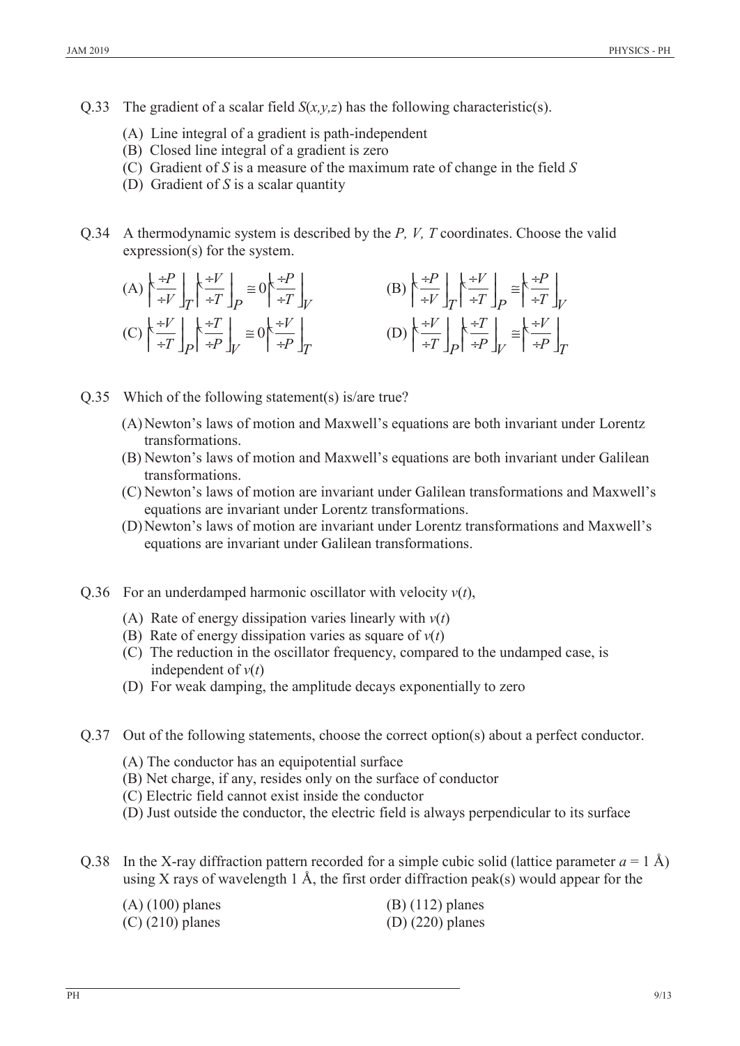Q.33 The gradient of a scalar field $S(x,y,z)$ has the following characteristic(s).

(A) Line integral of a gradient is path-independent
(B) Closed line integral of a gradient is zero
(C) Gradient of $S$ is a measure of the maximum rate of change in the field $S$
(D) Gradient of $S$ is a scalar quantity

Q.34 A thermodynamic system is described by the $P, V, T$ coordinates. Choose the valid expression(s) for the system.

(A) $\left(\frac{\partial P}{\partial V}\right)_T \left(\frac{\partial V}{\partial T}\right)_P = -\left(\frac{\partial P}{\partial T}\right)_V$

(B) $\left(\frac{\partial P}{\partial V}\right)_T \left(\frac{\partial V}{\partial T}\right)_P = \left(\frac{\partial P}{\partial T}\right)_V$

(C) $\left(\frac{\partial V}{\partial T}\right)_P \left(\frac{\partial T}{\partial P}\right)_V = -\left(\frac{\partial V}{\partial P}\right)_T$

(D) $\left(\frac{\partial V}{\partial T}\right)_P \left(\frac{\partial T}{\partial P}\right)_V = \left(\frac{\partial V}{\partial P}\right)_T$

Q.35 Which of the following statement(s) is/are true?

(A) Newton's laws of motion and Maxwell's equations are both invariant under Lorentz transformations.
(B) Newton's laws of motion and Maxwell's equations are both invariant under Galilean transformations.
(C) Newton's laws of motion are invariant under Galilean transformations and Maxwell's equations are invariant under Lorentz transformations.
(D) Newton's laws of motion are invariant under Lorentz transformations and Maxwell's equations are invariant under Galilean transformations.

Q.36 For an underdamped harmonic oscillator with velocity $v(t)$,

(A) Rate of energy dissipation varies linearly with $v(t)$
(B) Rate of energy dissipation varies as square of $v(t)$
(C) The reduction in the oscillator frequency, compared to the undamped case, is independent of $v(t)$
(D) For weak damping, the amplitude decays exponentially to zero

Q.37 Out of the following statements, choose the correct option(s) about a perfect conductor.

(A) The conductor has an equipotential surface
(B) Net charge, if any, resides only on the surface of conductor
(C) Electric field cannot exist inside the conductor
(D) Just outside the conductor, the electric field is always perpendicular to its surface

Q.38 In the X-ray diffraction pattern recorded for a simple cubic solid (lattice parameter $a = 1$ Å) using X rays of wavelength 1 Å, the first order diffraction peak(s) would appear for the

(A) (100) planes
(B) (112) planes
(C) (210) planes
(D) (220) planes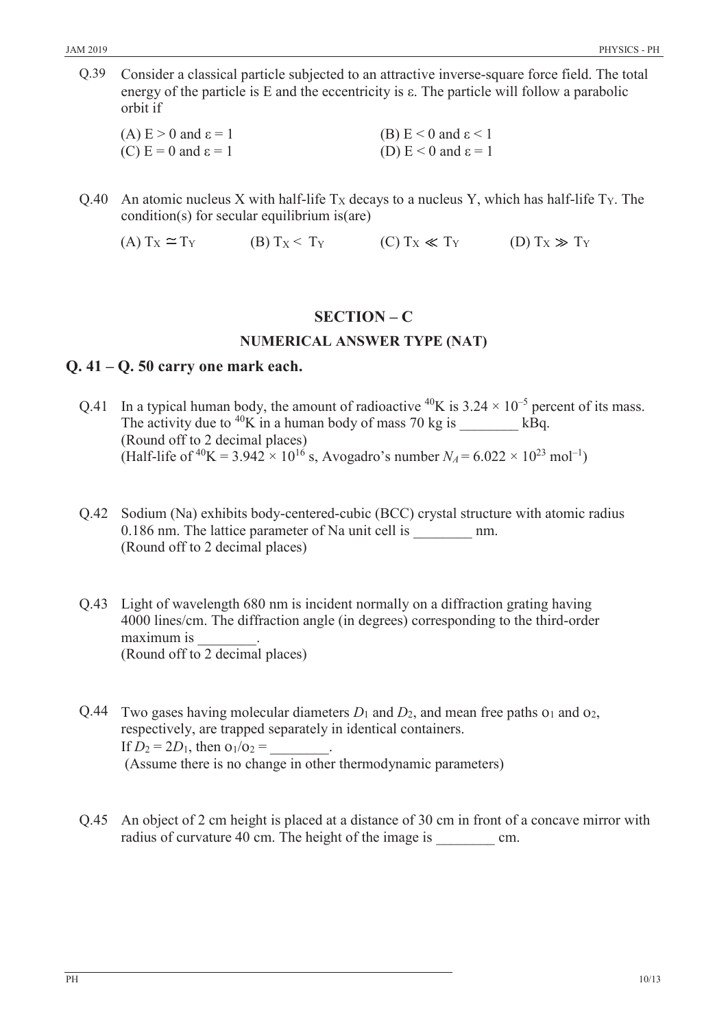Q.39 Consider a classical particle subjected to an attractive inverse-square force field. The total energy of the particle is E and the eccentricity is $\varepsilon$. The particle will follow a parabolic orbit if

(A) $E > 0$ and $\varepsilon = 1$

(B) $E < 0$ and $\varepsilon < 1$

(C) $E = 0$ and $\varepsilon = 1$

(D) $E < 0$ and $\varepsilon = 1$

Q.40 An atomic nucleus X with half-life $T_X$ decays to a nucleus Y, which has half-life $T_Y$. The condition(s) for secular equilibrium is(are)

(A) $T_X \simeq T_Y$ (B) $T_X < T_Y$ (C) $T_X \ll T_Y$ (D) $T_X \gg T_Y$

## SECTION – C

### NUMERICAL ANSWER TYPE (NAT)

## Q. 41 – Q. 50 carry one mark each.

Q.41 In a typical human body, the amount of radioactive $^{40}$K is $3.24 \times 10^{-5}$ percent of its mass. The activity due to $^{40}$K in a human body of mass 70 kg is ________ kBq.
(Round off to 2 decimal places)
(Half-life of $^{40}\text{K} = 3.942 \times 10^{16}$ s, Avogadro's number $N_A = 6.022 \times 10^{23}$ mol$^{-1}$)

Q.42 Sodium (Na) exhibits body-centered-cubic (BCC) crystal structure with atomic radius 0.186 nm. The lattice parameter of Na unit cell is ________ nm.
(Round off to 2 decimal places)

Q.43 Light of wavelength 680 nm is incident normally on a diffraction grating having 4000 lines/cm. The diffraction angle (in degrees) corresponding to the third-order maximum is ________.
(Round off to 2 decimal places)

Q.44 Two gases having molecular diameters $D_1$ and $D_2$, and mean free paths $\lambda_1$ and $\lambda_2$, respectively, are trapped separately in identical containers.
If $D_2 = 2D_1$, then $\lambda_1/\lambda_2 =$ ________.
(Assume there is no change in other thermodynamic parameters)

Q.45 An object of 2 cm height is placed at a distance of 30 cm in front of a concave mirror with radius of curvature 40 cm. The height of the image is ________ cm.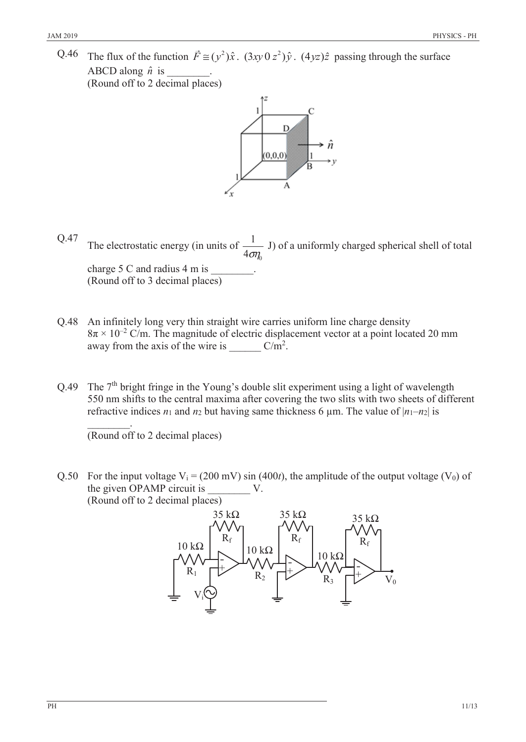Q.46 The flux of the function $\vec{F} \cong (y^2)\hat{x} .\ (3xy\,0\,z^2)\hat{y} .\ (4yz)\hat{z}$ passing through the surface ABCD along $\hat{n}$ is ________.
(Round off to 2 decimal places)

Q.47 The electrostatic energy (in units of $\frac{1}{4\sigma\eta_0}$ J) of a uniformly charged spherical shell of total charge 5 C and radius 4 m is ________.
(Round off to 3 decimal places)

Q.48 An infinitely long very thin straight wire carries uniform line charge density $8\pi \times 10^{-2}$ C/m. The magnitude of electric displacement vector at a point located 20 mm away from the axis of the wire is ______ C/m$^2$.

Q.49 The 7$^{th}$ bright fringe in the Young's double slit experiment using a light of wavelength 550 nm shifts to the central maxima after covering the two slits with two sheets of different refractive indices $n_1$ and $n_2$ but having same thickness 6 μm. The value of $|n_1 - n_2|$ is ________.
(Round off to 2 decimal places)

Q.50 For the input voltage $V_i$ = (200 mV) sin (400$t$), the amplitude of the output voltage ($V_0$) of the given OPAMP circuit is ________ V.
(Round off to 2 decimal places)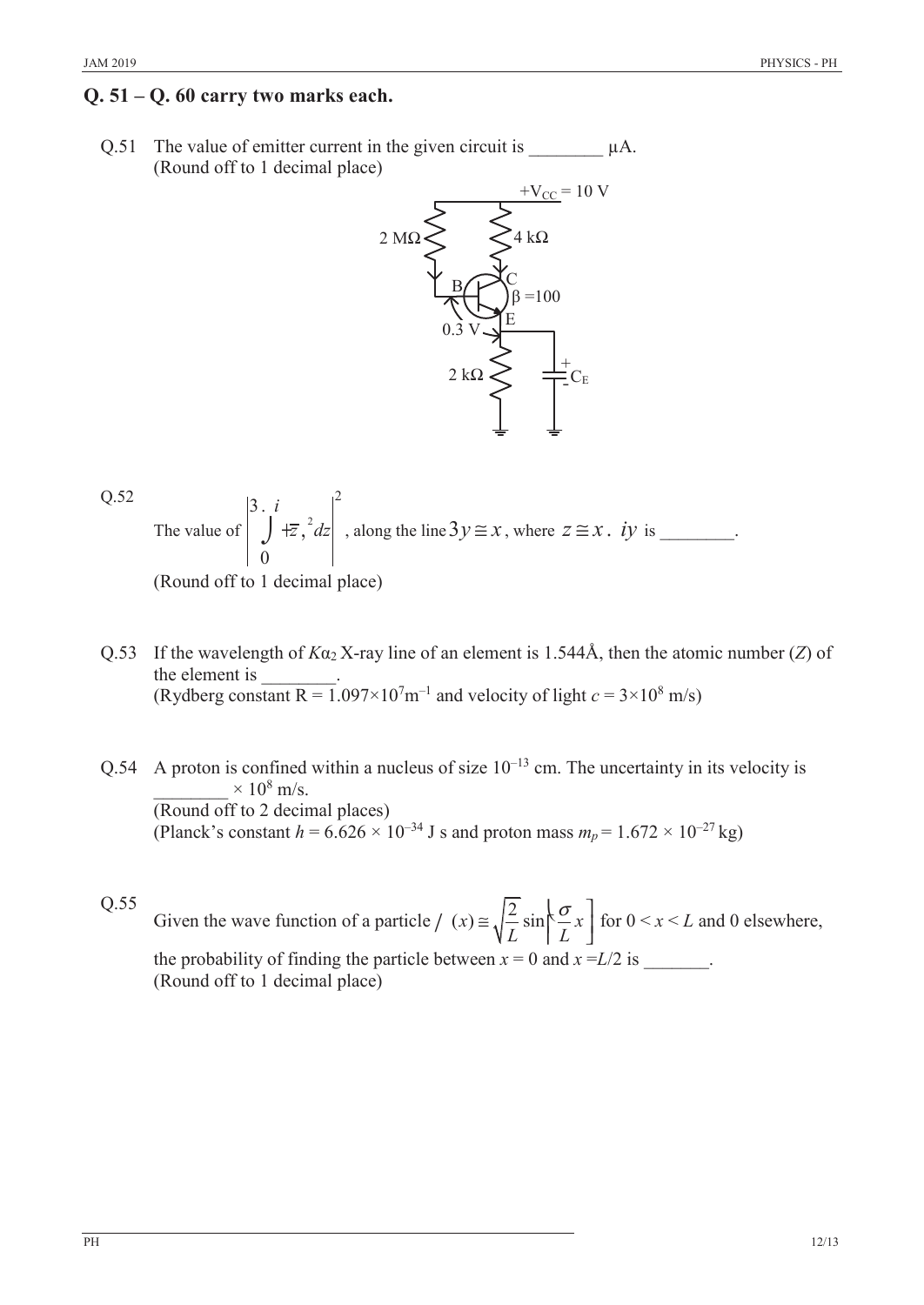## Q. 51 – Q. 60 carry two marks each.

Q.51 The value of emitter current in the given circuit is ________ μA.
(Round off to 1 decimal place)

Q.52 The value of $\left| \int_0^{3+i} (\bar{z})^2 dz \right|^2$, along the line $3y = x$, where $z = x + iy$ is ________.
(Round off to 1 decimal place)

Q.53 If the wavelength of $K\alpha_2$ X-ray line of an element is 1.544Å, then the atomic number ($Z$) of the element is ________.
(Rydberg constant R = $1.097 \times 10^7 \text{m}^{-1}$ and velocity of light $c = 3 \times 10^8$ m/s)

Q.54 A proton is confined within a nucleus of size $10^{-13}$ cm. The uncertainty in its velocity is ________ $\times 10^8$ m/s.
(Round off to 2 decimal places)
(Planck's constant $h = 6.626 \times 10^{-34}$ J s and proton mass $m_p = 1.672 \times 10^{-27}$ kg)

Q.55 Given the wave function of a particle $\psi(x) = \sqrt{\frac{2}{L}} \sin\left(\frac{\pi}{L} x\right)$ for $0 < x < L$ and 0 elsewhere, the probability of finding the particle between $x = 0$ and $x = L/2$ is _______.
(Round off to 1 decimal place)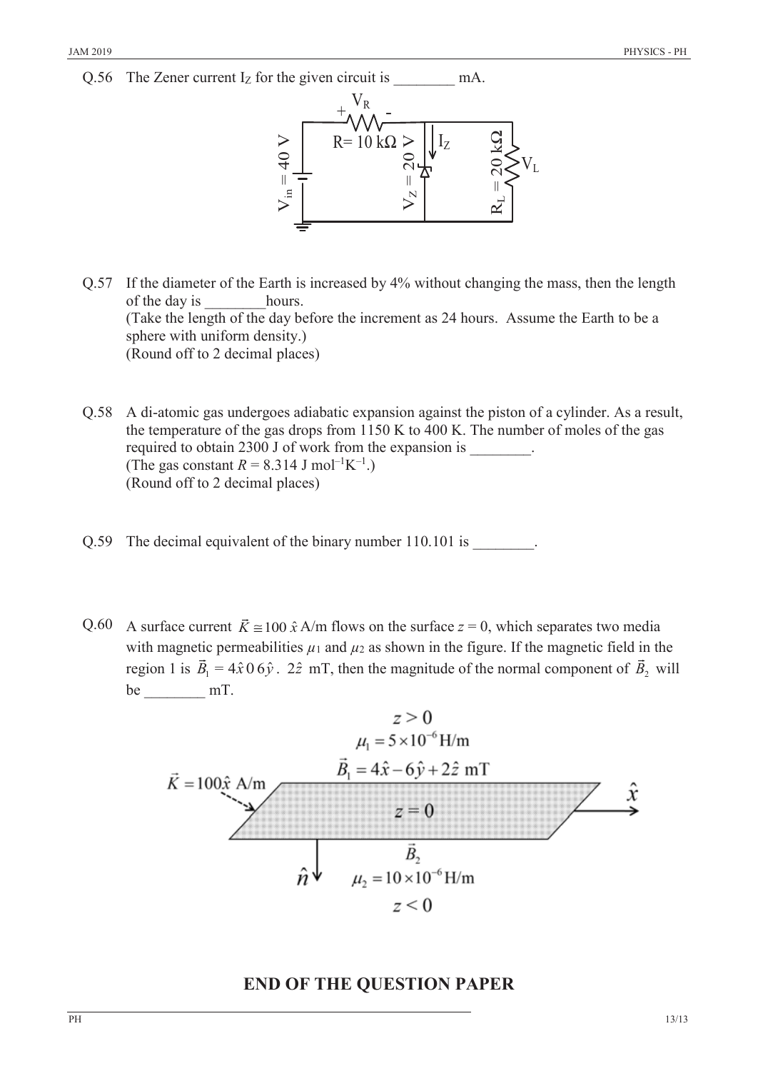Q.56 The Zener current $I_Z$ for the given circuit is ________ mA.

$V_R$

$R = 10\ k\Omega$

$V_{in} = 40$ V

$V_Z = 20$ V

$I_Z$

$R_L = 20\ k\Omega$

$V_L$

Q.57 If the diameter of the Earth is increased by 4% without changing the mass, then the length of the day is ________hours.
(Take the length of the day before the increment as 24 hours. Assume the Earth to be a sphere with uniform density.)
(Round off to 2 decimal places)

Q.58 A di-atomic gas undergoes adiabatic expansion against the piston of a cylinder. As a result, the temperature of the gas drops from 1150 K to 400 K. The number of moles of the gas required to obtain 2300 J of work from the expansion is ________.
(The gas constant $R = 8.314$ J mol$^{-1}$K$^{-1}$.)
(Round off to 2 decimal places)

Q.59 The decimal equivalent of the binary number 110.101 is ________.

Q.60 A surface current $\vec{K} \cong 100\,\hat{x}$ A/m flows on the surface $z = 0$, which separates two media with magnetic permeabilities $\mu_1$ and $\mu_2$ as shown in the figure. If the magnetic field in the region 1 is $\vec{B}_1 = 4\hat{x}\,0\,6\hat{y}\,.\,2\hat{z}$ mT, then the magnitude of the normal component of $\vec{B}_2$ will be ________ mT.

$z > 0$

$\mu_1 = 5 \times 10^{-6}$ H/m

$\vec{B}_1 = 4\hat{x} - 6\hat{y} + 2\hat{z}$ mT

$\vec{K} = 100\hat{x}$ A/m

$z = 0$

$\hat{x}$

$\hat{n}$

$\vec{B}_2$

$\mu_2 = 10 \times 10^{-6}$ H/m

$z < 0$

## END OF THE QUESTION PAPER